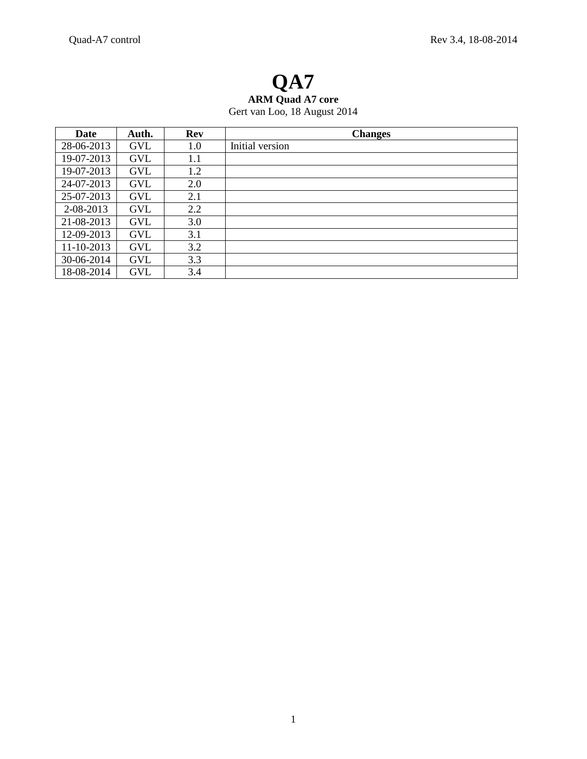# QA7

**ARM Quad A7 core**

Gert van Loo, 18 August 2014

| Date | Auth. | Rev | Changes |
|---|---|---|---|
| 28-06-2013 | GVL | 1.0 | Initial version |
| 19-07-2013 | GVL | 1.1 | |
| 19-07-2013 | GVL | 1.2 | |
| 24-07-2013 | GVL | 2.0 | |
| 25-07-2013 | GVL | 2.1 | |
| 2-08-2013 | GVL | 2.2 | |
| 21-08-2013 | GVL | 3.0 | |
| 12-09-2013 | GVL | 3.1 | |
| 11-10-2013 | GVL | 3.2 | |
| 30-06-2014 | GVL | 3.3 | |
| 18-08-2014 | GVL | 3.4 | |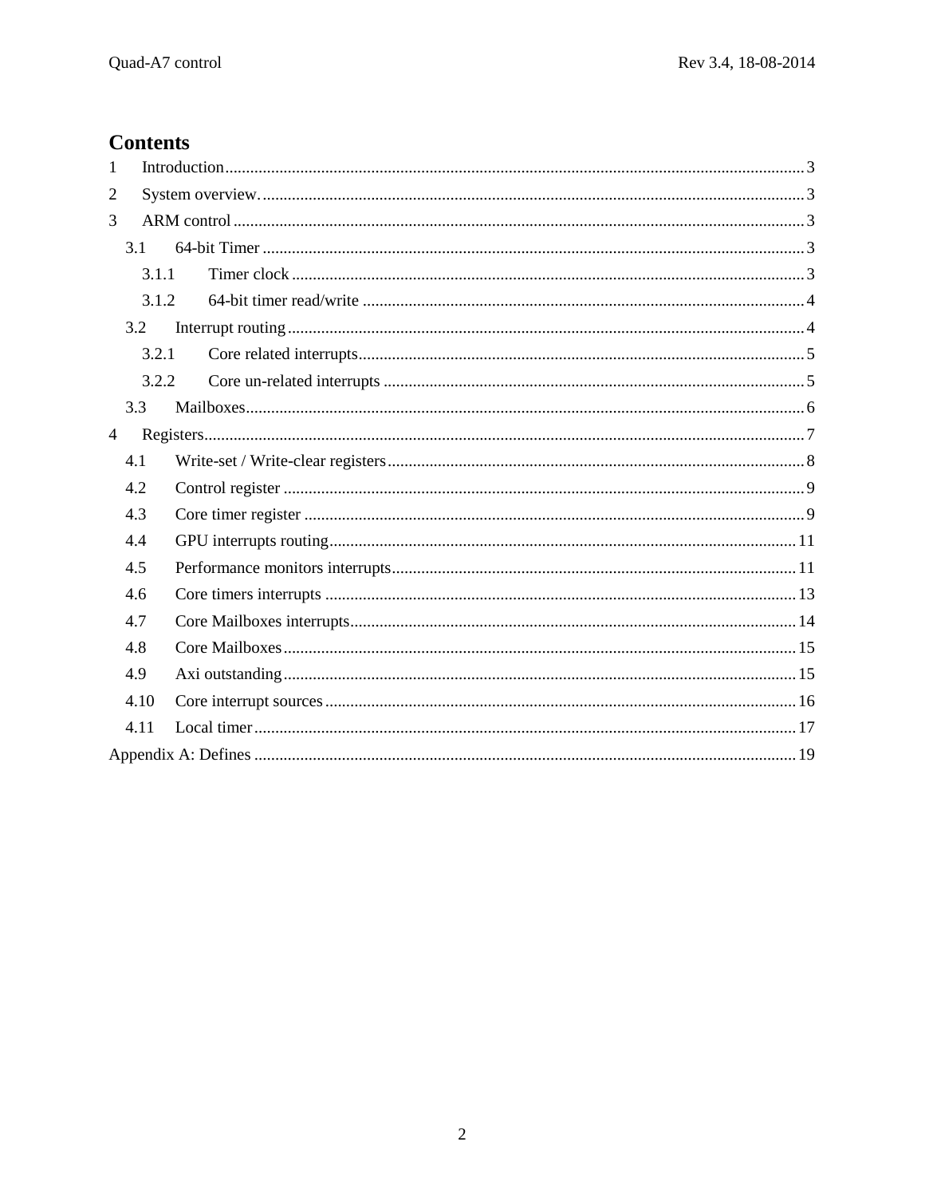# Contents

1 Introduction ........................................................................................................................ 3

2 System overview. ................................................................................................................ 3

3 ARM control ....................................................................................................................... 3

3.1 64-bit Timer ................................................................................................................. 3

3.1.1 Timer clock ............................................................................................................ 3

3.1.2 64-bit timer read/write ........................................................................................... 4

3.2 Interrupt routing ........................................................................................................... 4

3.2.1 Core related interrupts ........................................................................................... 5

3.2.2 Core un-related interrupts ...................................................................................... 5

3.3 Mailboxes ..................................................................................................................... 6

4 Registers ............................................................................................................................. 7

4.1 Write-set / Write-clear registers ................................................................................... 8

4.2 Control register ............................................................................................................ 9

4.3 Core timer register ....................................................................................................... 9

4.4 GPU interrupts routing ............................................................................................... 11

4.5 Performance monitors interrupts ................................................................................ 11

4.6 Core timers interrupts ................................................................................................ 13

4.7 Core Mailboxes interrupts .......................................................................................... 14

4.8 Core Mailboxes .......................................................................................................... 15

4.9 Axi outstanding .......................................................................................................... 15

4.10 Core interrupt sources ................................................................................................ 16

4.11 Local timer ................................................................................................................. 17

Appendix A: Defines ............................................................................................................. 19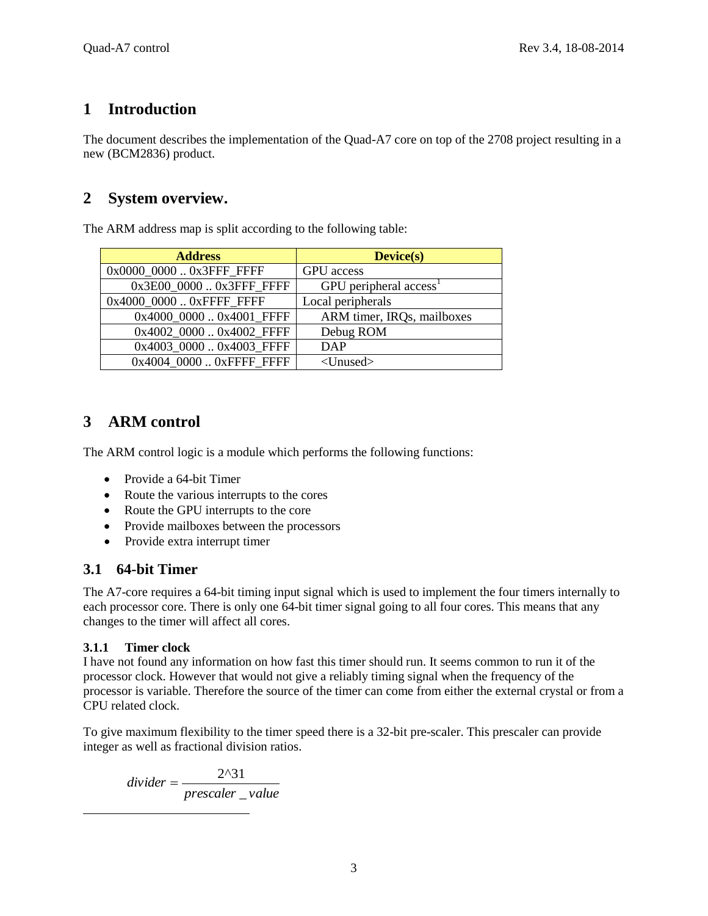# 1 Introduction

The document describes the implementation of the Quad-A7 core on top of the 2708 project resulting in a new (BCM2836) product.

# 2 System overview.

The ARM address map is split according to the following table:

| Address | Device(s) |
|---|---|
| 0x0000_0000 .. 0x3FFF_FFFF | GPU access |
| 0x3E00_0000 .. 0x3FFF_FFFF | GPU peripheral access[1] |
| 0x4000_0000 .. 0xFFFF_FFFF | Local peripherals |
| 0x4000_0000 .. 0x4001_FFFF | ARM timer, IRQs, mailboxes |
| 0x4002_0000 .. 0x4002_FFFF | Debug ROM |
| 0x4003_0000 .. 0x4003_FFFF | DAP |
| 0x4004_0000 .. 0xFFFF_FFFF | <Unused> |

# 3 ARM control

The ARM control logic is a module which performs the following functions:

- Provide a 64-bit Timer
- Route the various interrupts to the cores
- Route the GPU interrupts to the core
- Provide mailboxes between the processors
- Provide extra interrupt timer

## 3.1 64-bit Timer

The A7-core requires a 64-bit timing input signal which is used to implement the four timers internally to each processor core. There is only one 64-bit timer signal going to all four cores. This means that any changes to the timer will affect all cores.

### 3.1.1 Timer clock

I have not found any information on how fast this timer should run. It seems common to run it of the processor clock. However that would not give a reliably timing signal when the frequency of the processor is variable. Therefore the source of the timer can come from either the external crystal or from a CPU related clock.

To give maximum flexibility to the timer speed there is a 32-bit pre-scaler. This prescaler can provide integer as well as fractional division ratios.

$$divider = \frac{2\text{^}31}{prescaler\_value}$$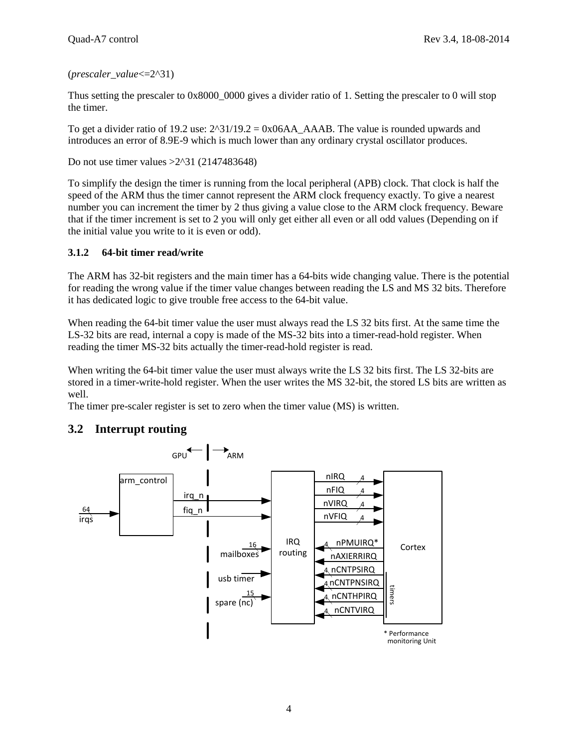(*prescaler_value*<=2^31)

Thus setting the prescaler to 0x8000_0000 gives a divider ratio of 1. Setting the prescaler to 0 will stop the timer.

To get a divider ratio of 19.2 use: 2^31/19.2 = 0x06AA_AAAB. The value is rounded upwards and introduces an error of 8.9E-9 which is much lower than any ordinary crystal oscillator produces.

Do not use timer values >2^31 (2147483648)

To simplify the design the timer is running from the local peripheral (APB) clock. That clock is half the speed of the ARM thus the timer cannot represent the ARM clock frequency exactly. To give a nearest number you can increment the timer by 2 thus giving a value close to the ARM clock frequency. Beware that if the timer increment is set to 2 you will only get either all even or all odd values (Depending on if the initial value you write to it is even or odd).

### 3.1.2 64-bit timer read/write

The ARM has 32-bit registers and the main timer has a 64-bits wide changing value. There is the potential for reading the wrong value if the timer value changes between reading the LS and MS 32 bits. Therefore it has dedicated logic to give trouble free access to the 64-bit value.

When reading the 64-bit timer value the user must always read the LS 32 bits first. At the same time the LS-32 bits are read, internal a copy is made of the MS-32 bits into a timer-read-hold register. When reading the timer MS-32 bits actually the timer-read-hold register is read.

When writing the 64-bit timer value the user must always write the LS 32 bits first. The LS 32-bits are stored in a timer-write-hold register. When the user writes the MS 32-bit, the stored LS bits are written as well.
The timer pre-scaler register is set to zero when the timer value (MS) is written.

## 3.2 Interrupt routing

GPU ← | → ARM

arm_control: 64 irqs in; irq_n, fiq_n out to IRQ routing

IRQ routing inputs: irq_n, fiq_n, 16 mailboxes, usb timer, 15 spare (nc)

IRQ routing → Cortex: nIRQ (4), nFIQ (4), nVIRQ (4), nVFIQ (4)

Cortex → IRQ routing: nPMUIRQ* (4), nAXIERRIRQ, nCNTPSIRQ (4), nCNTPNSIRQ (4), nCNTHPIRQ (4), nCNTVIRQ (4) (timers)

\* Performance monitoring Unit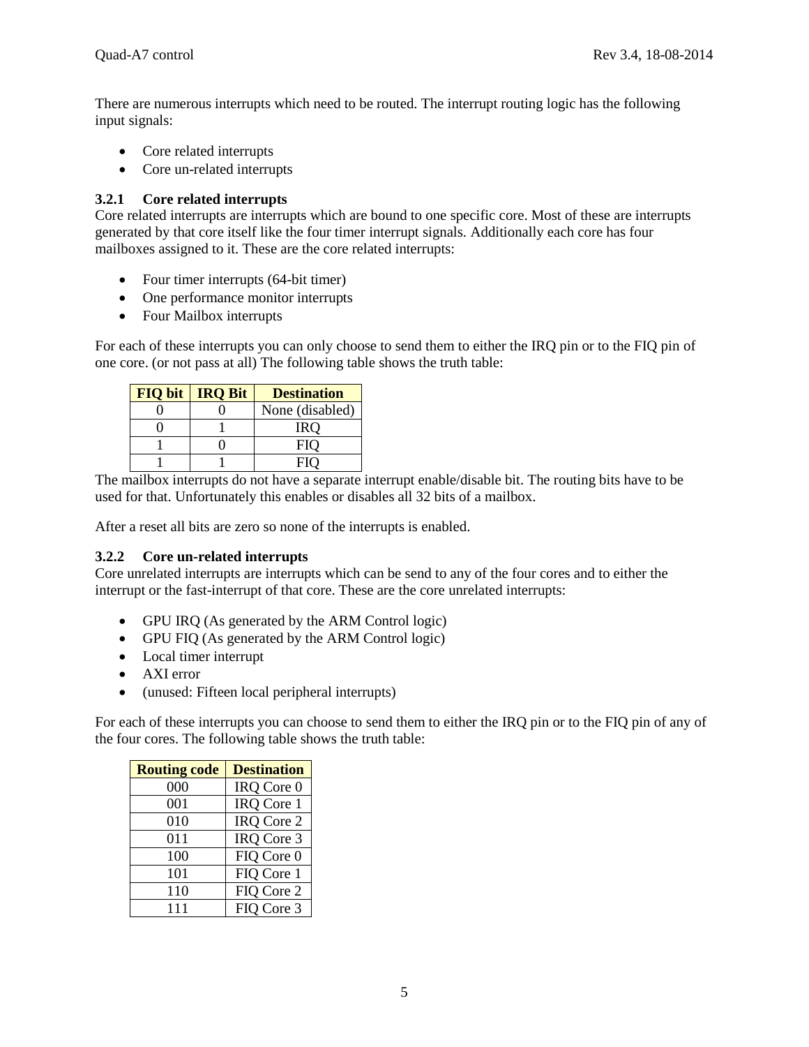There are numerous interrupts which need to be routed. The interrupt routing logic has the following input signals:

- Core related interrupts
- Core un-related interrupts

### 3.2.1 Core related interrupts

Core related interrupts are interrupts which are bound to one specific core. Most of these are interrupts generated by that core itself like the four timer interrupt signals. Additionally each core has four mailboxes assigned to it. These are the core related interrupts:

- Four timer interrupts (64-bit timer)
- One performance monitor interrupts
- Four Mailbox interrupts

For each of these interrupts you can only choose to send them to either the IRQ pin or to the FIQ pin of one core. (or not pass at all) The following table shows the truth table:

| FIQ bit | IRQ Bit | Destination |
|---|---|---|
| 0 | 0 | None (disabled) |
| 0 | 1 | IRQ |
| 1 | 0 | FIQ |
| 1 | 1 | FIQ |

The mailbox interrupts do not have a separate interrupt enable/disable bit. The routing bits have to be used for that. Unfortunately this enables or disables all 32 bits of a mailbox.

After a reset all bits are zero so none of the interrupts is enabled.

### 3.2.2 Core un-related interrupts

Core unrelated interrupts are interrupts which can be send to any of the four cores and to either the interrupt or the fast-interrupt of that core. These are the core unrelated interrupts:

- GPU IRQ (As generated by the ARM Control logic)
- GPU FIQ (As generated by the ARM Control logic)
- Local timer interrupt
- AXI error
- (unused: Fifteen local peripheral interrupts)

For each of these interrupts you can choose to send them to either the IRQ pin or to the FIQ pin of any of the four cores. The following table shows the truth table:

| Routing code | Destination |
|---|---|
| 000 | IRQ Core 0 |
| 001 | IRQ Core 1 |
| 010 | IRQ Core 2 |
| 011 | IRQ Core 3 |
| 100 | FIQ Core 0 |
| 101 | FIQ Core 1 |
| 110 | FIQ Core 2 |
| 111 | FIQ Core 3 |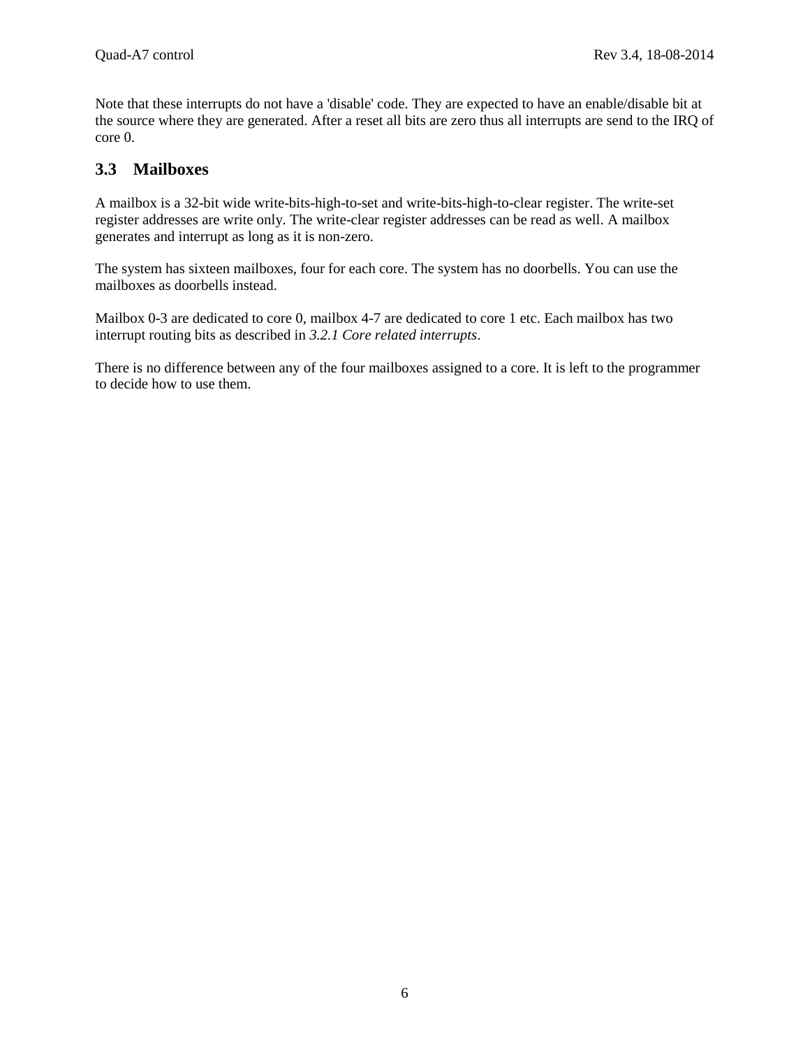Note that these interrupts do not have a 'disable' code. They are expected to have an enable/disable bit at the source where they are generated. After a reset all bits are zero thus all interrupts are send to the IRQ of core 0.

### 3.3 Mailboxes

A mailbox is a 32-bit wide write-bits-high-to-set and write-bits-high-to-clear register. The write-set register addresses are write only. The write-clear register addresses can be read as well. A mailbox generates and interrupt as long as it is non-zero.

The system has sixteen mailboxes, four for each core. The system has no doorbells. You can use the mailboxes as doorbells instead.

Mailbox 0-3 are dedicated to core 0, mailbox 4-7 are dedicated to core 1 etc. Each mailbox has two interrupt routing bits as described in *3.2.1 Core related interrupts*.

There is no difference between any of the four mailboxes assigned to a core. It is left to the programmer to decide how to use them.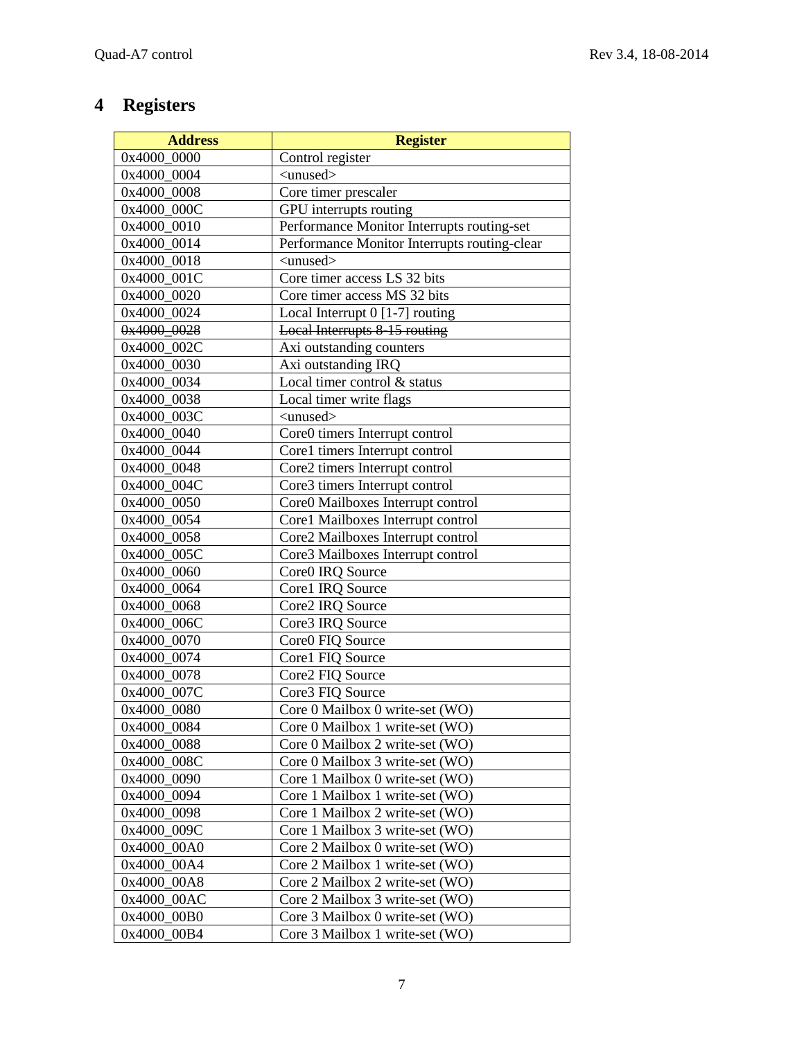# 4 Registers

| Address | Register |
|---|---|
| 0x4000_0000 | Control register |
| 0x4000_0004 | <unused> |
| 0x4000_0008 | Core timer prescaler |
| 0x4000_000C | GPU interrupts routing |
| 0x4000_0010 | Performance Monitor Interrupts routing-set |
| 0x4000_0014 | Performance Monitor Interrupts routing-clear |
| 0x4000_0018 | <unused> |
| 0x4000_001C | Core timer access LS 32 bits |
| 0x4000_0020 | Core timer access MS 32 bits |
| 0x4000_0024 | Local Interrupt 0 [1-7] routing |
| ~~0x4000_0028~~ | ~~Local Interrupts 8-15 routing~~ |
| 0x4000_002C | Axi outstanding counters |
| 0x4000_0030 | Axi outstanding IRQ |
| 0x4000_0034 | Local timer control & status |
| 0x4000_0038 | Local timer write flags |
| 0x4000_003C | <unused> |
| 0x4000_0040 | Core0 timers Interrupt control |
| 0x4000_0044 | Core1 timers Interrupt control |
| 0x4000_0048 | Core2 timers Interrupt control |
| 0x4000_004C | Core3 timers Interrupt control |
| 0x4000_0050 | Core0 Mailboxes Interrupt control |
| 0x4000_0054 | Core1 Mailboxes Interrupt control |
| 0x4000_0058 | Core2 Mailboxes Interrupt control |
| 0x4000_005C | Core3 Mailboxes Interrupt control |
| 0x4000_0060 | Core0 IRQ Source |
| 0x4000_0064 | Core1 IRQ Source |
| 0x4000_0068 | Core2 IRQ Source |
| 0x4000_006C | Core3 IRQ Source |
| 0x4000_0070 | Core0 FIQ Source |
| 0x4000_0074 | Core1 FIQ Source |
| 0x4000_0078 | Core2 FIQ Source |
| 0x4000_007C | Core3 FIQ Source |
| 0x4000_0080 | Core 0 Mailbox 0 write-set (WO) |
| 0x4000_0084 | Core 0 Mailbox 1 write-set (WO) |
| 0x4000_0088 | Core 0 Mailbox 2 write-set (WO) |
| 0x4000_008C | Core 0 Mailbox 3 write-set (WO) |
| 0x4000_0090 | Core 1 Mailbox 0 write-set (WO) |
| 0x4000_0094 | Core 1 Mailbox 1 write-set (WO) |
| 0x4000_0098 | Core 1 Mailbox 2 write-set (WO) |
| 0x4000_009C | Core 1 Mailbox 3 write-set (WO) |
| 0x4000_00A0 | Core 2 Mailbox 0 write-set (WO) |
| 0x4000_00A4 | Core 2 Mailbox 1 write-set (WO) |
| 0x4000_00A8 | Core 2 Mailbox 2 write-set (WO) |
| 0x4000_00AC | Core 2 Mailbox 3 write-set (WO) |
| 0x4000_00B0 | Core 3 Mailbox 0 write-set (WO) |
| 0x4000_00B4 | Core 3 Mailbox 1 write-set (WO) |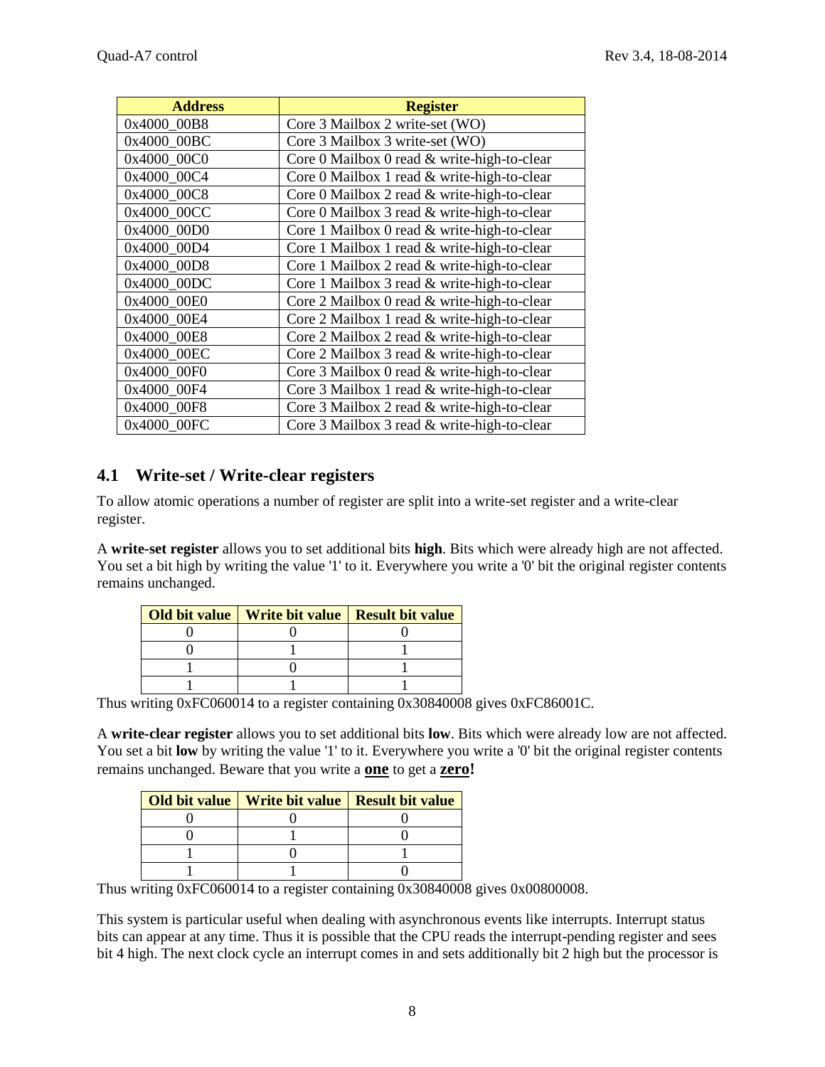| Address | Register |
|---|---|
| 0x4000_00B8 | Core 3 Mailbox 2 write-set (WO) |
| 0x4000_00BC | Core 3 Mailbox 3 write-set (WO) |
| 0x4000_00C0 | Core 0 Mailbox 0 read & write-high-to-clear |
| 0x4000_00C4 | Core 0 Mailbox 1 read & write-high-to-clear |
| 0x4000_00C8 | Core 0 Mailbox 2 read & write-high-to-clear |
| 0x4000_00CC | Core 0 Mailbox 3 read & write-high-to-clear |
| 0x4000_00D0 | Core 1 Mailbox 0 read & write-high-to-clear |
| 0x4000_00D4 | Core 1 Mailbox 1 read & write-high-to-clear |
| 0x4000_00D8 | Core 1 Mailbox 2 read & write-high-to-clear |
| 0x4000_00DC | Core 1 Mailbox 3 read & write-high-to-clear |
| 0x4000_00E0 | Core 2 Mailbox 0 read & write-high-to-clear |
| 0x4000_00E4 | Core 2 Mailbox 1 read & write-high-to-clear |
| 0x4000_00E8 | Core 2 Mailbox 2 read & write-high-to-clear |
| 0x4000_00EC | Core 2 Mailbox 3 read & write-high-to-clear |
| 0x4000_00F0 | Core 3 Mailbox 0 read & write-high-to-clear |
| 0x4000_00F4 | Core 3 Mailbox 1 read & write-high-to-clear |
| 0x4000_00F8 | Core 3 Mailbox 2 read & write-high-to-clear |
| 0x4000_00FC | Core 3 Mailbox 3 read & write-high-to-clear |

## 4.1 Write-set / Write-clear registers

To allow atomic operations a number of register are split into a write-set register and a write-clear register.

A **write-set register** allows you to set additional bits **high**. Bits which were already high are not affected. You set a bit high by writing the value '1' to it. Everywhere you write a '0' bit the original register contents remains unchanged.

| Old bit value | Write bit value | Result bit value |
|---|---|---|
| 0 | 0 | 0 |
| 0 | 1 | 1 |
| 1 | 0 | 1 |
| 1 | 1 | 1 |

Thus writing 0xFC060014 to a register containing 0x30840008 gives 0xFC86001C.

A **write-clear register** allows you to set additional bits **low**. Bits which were already low are not affected. You set a bit **low** by writing the value '1' to it. Everywhere you write a '0' bit the original register contents remains unchanged. Beware that you write a **one** to get a **zero!**

| Old bit value | Write bit value | Result bit value |
|---|---|---|
| 0 | 0 | 0 |
| 0 | 1 | 0 |
| 1 | 0 | 1 |
| 1 | 1 | 0 |

Thus writing 0xFC060014 to a register containing 0x30840008 gives 0x00800008.

This system is particular useful when dealing with asynchronous events like interrupts. Interrupt status bits can appear at any time. Thus it is possible that the CPU reads the interrupt-pending register and sees bit 4 high. The next clock cycle an interrupt comes in and sets additionally bit 2 high but the processor is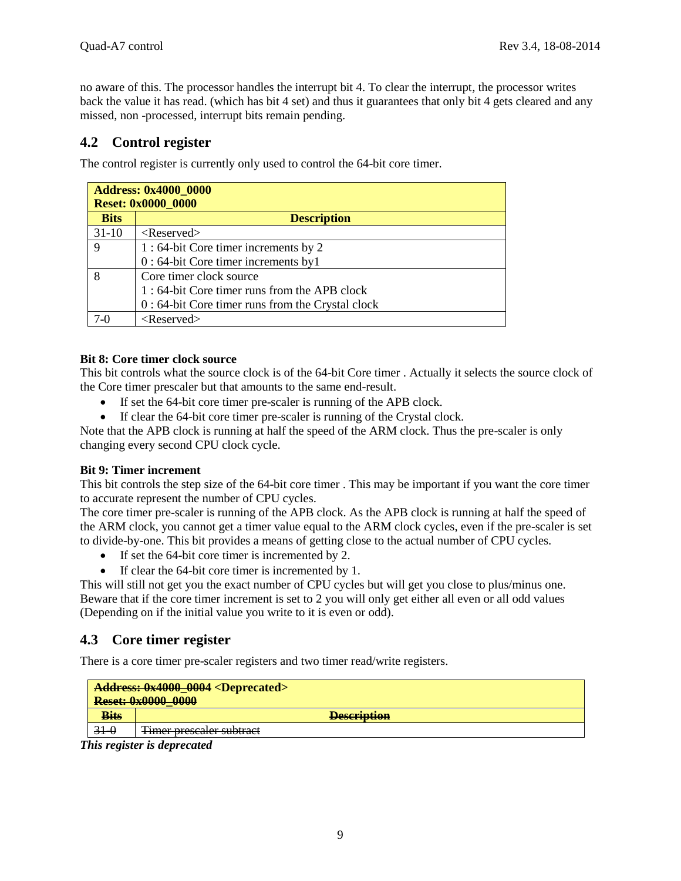no aware of this. The processor handles the interrupt bit 4. To clear the interrupt, the processor writes back the value it has read. (which has bit 4 set) and thus it guarantees that only bit 4 gets cleared and any missed, non -processed, interrupt bits remain pending.

## 4.2 Control register

The control register is currently only used to control the 64-bit core timer.

| **Address: 0x4000_0000**<br>**Reset: 0x0000_0000** | |
|---|---|
| **Bits** | **Description** |
| 31-10 | <Reserved> |
| 9 | 1 : 64-bit Core timer increments by 2<br>0 : 64-bit Core timer increments by1 |
| 8 | Core timer clock source<br>1 : 64-bit Core timer runs from the APB clock<br>0 : 64-bit Core timer runs from the Crystal clock |
| 7-0 | <Reserved> |

**Bit 8: Core timer clock source**
This bit controls what the source clock is of the 64-bit Core timer . Actually it selects the source clock of the Core timer prescaler but that amounts to the same end-result.

- If set the 64-bit core timer pre-scaler is running of the APB clock.
- If clear the 64-bit core timer pre-scaler is running of the Crystal clock.

Note that the APB clock is running at half the speed of the ARM clock. Thus the pre-scaler is only changing every second CPU clock cycle.

**Bit 9: Timer increment**
This bit controls the step size of the 64-bit core timer . This may be important if you want the core timer to accurate represent the number of CPU cycles.
The core timer pre-scaler is running of the APB clock. As the APB clock is running at half the speed of the ARM clock, you cannot get a timer value equal to the ARM clock cycles, even if the pre-scaler is set to divide-by-one. This bit provides a means of getting close to the actual number of CPU cycles.

- If set the 64-bit core timer is incremented by 2.
- If clear the 64-bit core timer is incremented by 1.

This will still not get you the exact number of CPU cycles but will get you close to plus/minus one. Beware that if the core timer increment is set to 2 you will only get either all even or all odd values (Depending on if the initial value you write to it is even or odd).

## 4.3 Core timer register

There is a core timer pre-scaler registers and two timer read/write registers.

| ~~**Address: 0x4000_0004**~~ **<Deprecated>**<br>~~**Reset: 0x0000_0000**~~ | |
|---|---|
| ~~**Bits**~~ | ~~**Description**~~ |
| ~~31-0~~ | ~~Timer prescaler subtract~~ |

***This register is deprecated***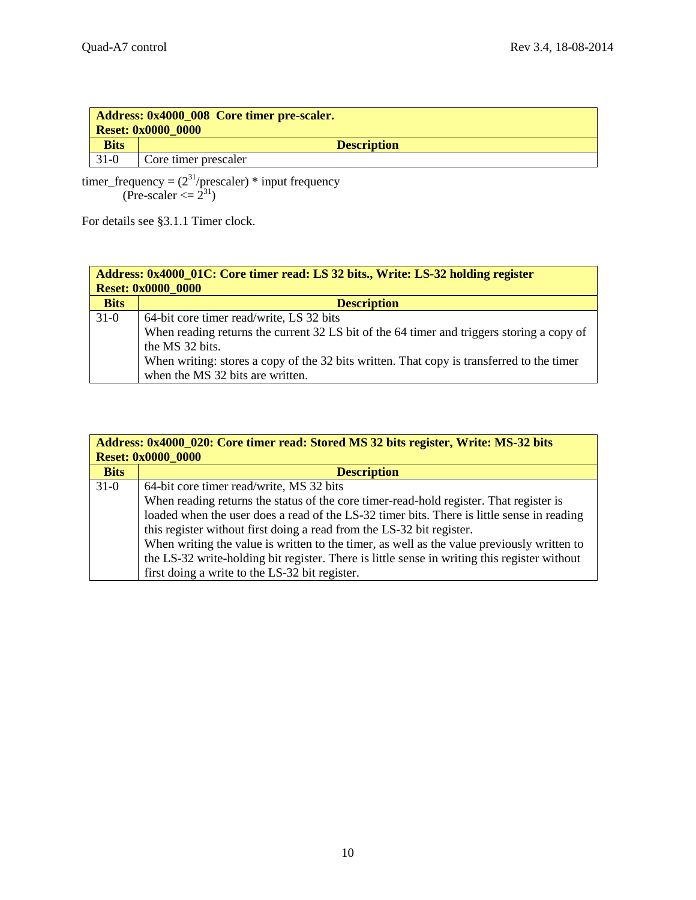| **Address: 0x4000_008 Core timer pre-scaler.<br>Reset: 0x0000_0000** | |
|---|---|
| **Bits** | **Description** |
| 31-0 | Core timer prescaler |

timer_frequency = ($2^{31}$/prescaler) * input frequency
(Pre-scaler <= $2^{31}$)

For details see §3.1.1 Timer clock.

| **Address: 0x4000_01C: Core timer read: LS 32 bits., Write: LS-32 holding register<br>Reset: 0x0000_0000** | |
|---|---|
| **Bits** | **Description** |
| 31-0 | 64-bit core timer read/write, LS 32 bits<br>When reading returns the current 32 LS bit of the 64 timer and triggers storing a copy of the MS 32 bits.<br>When writing: stores a copy of the 32 bits written. That copy is transferred to the timer when the MS 32 bits are written. |

| **Address: 0x4000_020: Core timer read: Stored MS 32 bits register, Write: MS-32 bits<br>Reset: 0x0000_0000** | |
|---|---|
| **Bits** | **Description** |
| 31-0 | 64-bit core timer read/write, MS 32 bits<br>When reading returns the status of the core timer-read-hold register. That register is loaded when the user does a read of the LS-32 timer bits. There is little sense in reading this register without first doing a read from the LS-32 bit register.<br>When writing the value is written to the timer, as well as the value previously written to the LS-32 write-holding bit register. There is little sense in writing this register without first doing a write to the LS-32 bit register. |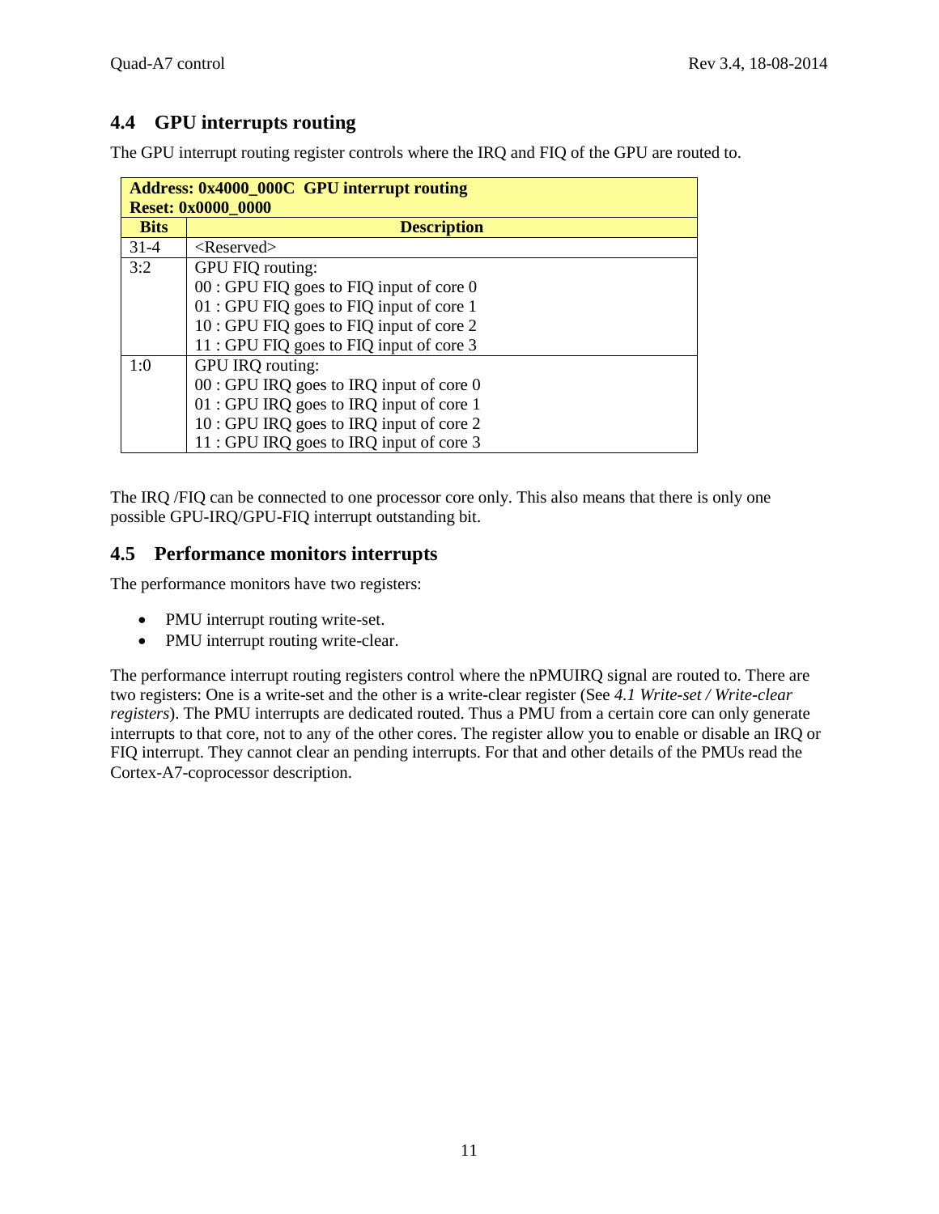## 4.4 GPU interrupts routing

The GPU interrupt routing register controls where the IRQ and FIQ of the GPU are routed to.

| **Address: 0x4000_000C GPU interrupt routing**<br>**Reset: 0x0000_0000** | |
|---|---|
| **Bits** | **Description** |
| 31-4 | <Reserved> |
| 3:2 | GPU FIQ routing:<br>00 : GPU FIQ goes to FIQ input of core 0<br>01 : GPU FIQ goes to FIQ input of core 1<br>10 : GPU FIQ goes to FIQ input of core 2<br>11 : GPU FIQ goes to FIQ input of core 3 |
| 1:0 | GPU IRQ routing:<br>00 : GPU IRQ goes to IRQ input of core 0<br>01 : GPU IRQ goes to IRQ input of core 1<br>10 : GPU IRQ goes to IRQ input of core 2<br>11 : GPU IRQ goes to IRQ input of core 3 |

The IRQ /FIQ can be connected to one processor core only. This also means that there is only one possible GPU-IRQ/GPU-FIQ interrupt outstanding bit.

## 4.5 Performance monitors interrupts

The performance monitors have two registers:

- PMU interrupt routing write-set.
- PMU interrupt routing write-clear.

The performance interrupt routing registers control where the nPMUIRQ signal are routed to. There are two registers: One is a write-set and the other is a write-clear register (See *4.1 Write-set / Write-clear registers*). The PMU interrupts are dedicated routed. Thus a PMU from a certain core can only generate interrupts to that core, not to any of the other cores. The register allow you to enable or disable an IRQ or FIQ interrupt. They cannot clear an pending interrupts. For that and other details of the PMUs read the Cortex-A7-coprocessor description.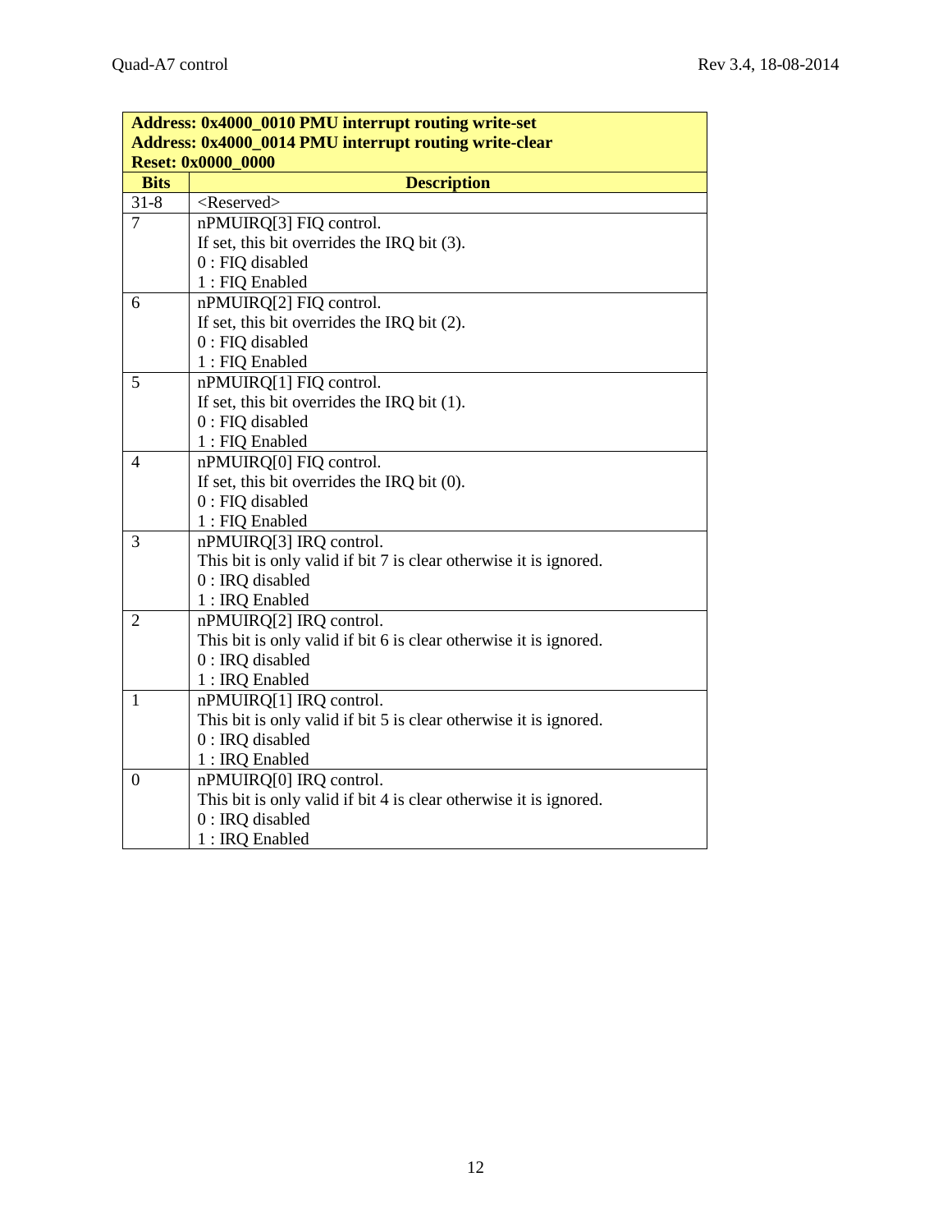| Address: 0x4000_0010 PMU interrupt routing write-set<br>Address: 0x4000_0014 PMU interrupt routing write-clear<br>Reset: 0x0000_0000 | |
|---|---|
| **Bits** | **Description** |
| 31-8 | <Reserved> |
| 7 | nPMUIRQ[3] FIQ control.<br>If set, this bit overrides the IRQ bit (3).<br>0 : FIQ disabled<br>1 : FIQ Enabled |
| 6 | nPMUIRQ[2] FIQ control.<br>If set, this bit overrides the IRQ bit (2).<br>0 : FIQ disabled<br>1 : FIQ Enabled |
| 5 | nPMUIRQ[1] FIQ control.<br>If set, this bit overrides the IRQ bit (1).<br>0 : FIQ disabled<br>1 : FIQ Enabled |
| 4 | nPMUIRQ[0] FIQ control.<br>If set, this bit overrides the IRQ bit (0).<br>0 : FIQ disabled<br>1 : FIQ Enabled |
| 3 | nPMUIRQ[3] IRQ control.<br>This bit is only valid if bit 7 is clear otherwise it is ignored.<br>0 : IRQ disabled<br>1 : IRQ Enabled |
| 2 | nPMUIRQ[2] IRQ control.<br>This bit is only valid if bit 6 is clear otherwise it is ignored.<br>0 : IRQ disabled<br>1 : IRQ Enabled |
| 1 | nPMUIRQ[1] IRQ control.<br>This bit is only valid if bit 5 is clear otherwise it is ignored.<br>0 : IRQ disabled<br>1 : IRQ Enabled |
| 0 | nPMUIRQ[0] IRQ control.<br>This bit is only valid if bit 4 is clear otherwise it is ignored.<br>0 : IRQ disabled<br>1 : IRQ Enabled |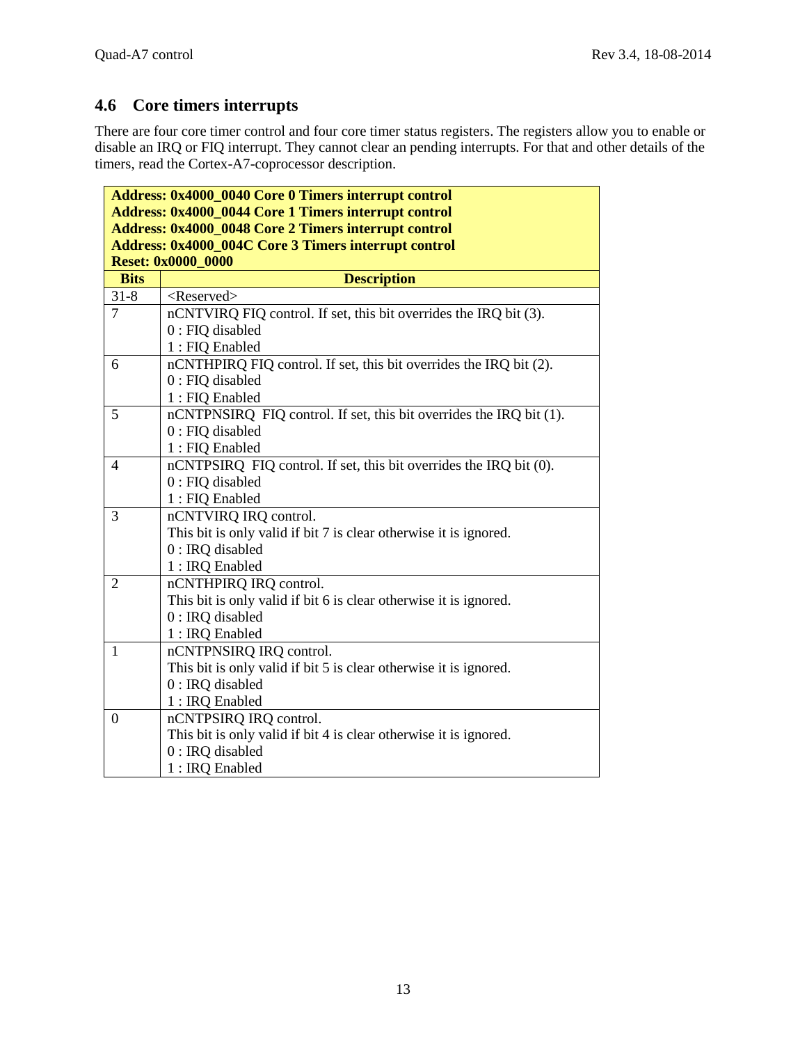## 4.6 Core timers interrupts

There are four core timer control and four core timer status registers. The registers allow you to enable or disable an IRQ or FIQ interrupt. They cannot clear an pending interrupts. For that and other details of the timers, read the Cortex-A7-coprocessor description.

| **Address: 0x4000_0040 Core 0 Timers interrupt control**<br>**Address: 0x4000_0044 Core 1 Timers interrupt control**<br>**Address: 0x4000_0048 Core 2 Timers interrupt control**<br>**Address: 0x4000_004C Core 3 Timers interrupt control**<br>**Reset: 0x0000_0000** | |
|---|---|
| **Bits** | **Description** |
| 31-8 | <Reserved> |
| 7 | nCNTVIRQ FIQ control. If set, this bit overrides the IRQ bit (3).<br>0 : FIQ disabled<br>1 : FIQ Enabled |
| 6 | nCNTHPIRQ FIQ control. If set, this bit overrides the IRQ bit (2).<br>0 : FIQ disabled<br>1 : FIQ Enabled |
| 5 | nCNTPNSIRQ FIQ control. If set, this bit overrides the IRQ bit (1).<br>0 : FIQ disabled<br>1 : FIQ Enabled |
| 4 | nCNTPSIRQ FIQ control. If set, this bit overrides the IRQ bit (0).<br>0 : FIQ disabled<br>1 : FIQ Enabled |
| 3 | nCNTVIRQ IRQ control.<br>This bit is only valid if bit 7 is clear otherwise it is ignored.<br>0 : IRQ disabled<br>1 : IRQ Enabled |
| 2 | nCNTHPIRQ IRQ control.<br>This bit is only valid if bit 6 is clear otherwise it is ignored.<br>0 : IRQ disabled<br>1 : IRQ Enabled |
| 1 | nCNTPNSIRQ IRQ control.<br>This bit is only valid if bit 5 is clear otherwise it is ignored.<br>0 : IRQ disabled<br>1 : IRQ Enabled |
| 0 | nCNTPSIRQ IRQ control.<br>This bit is only valid if bit 4 is clear otherwise it is ignored.<br>0 : IRQ disabled<br>1 : IRQ Enabled |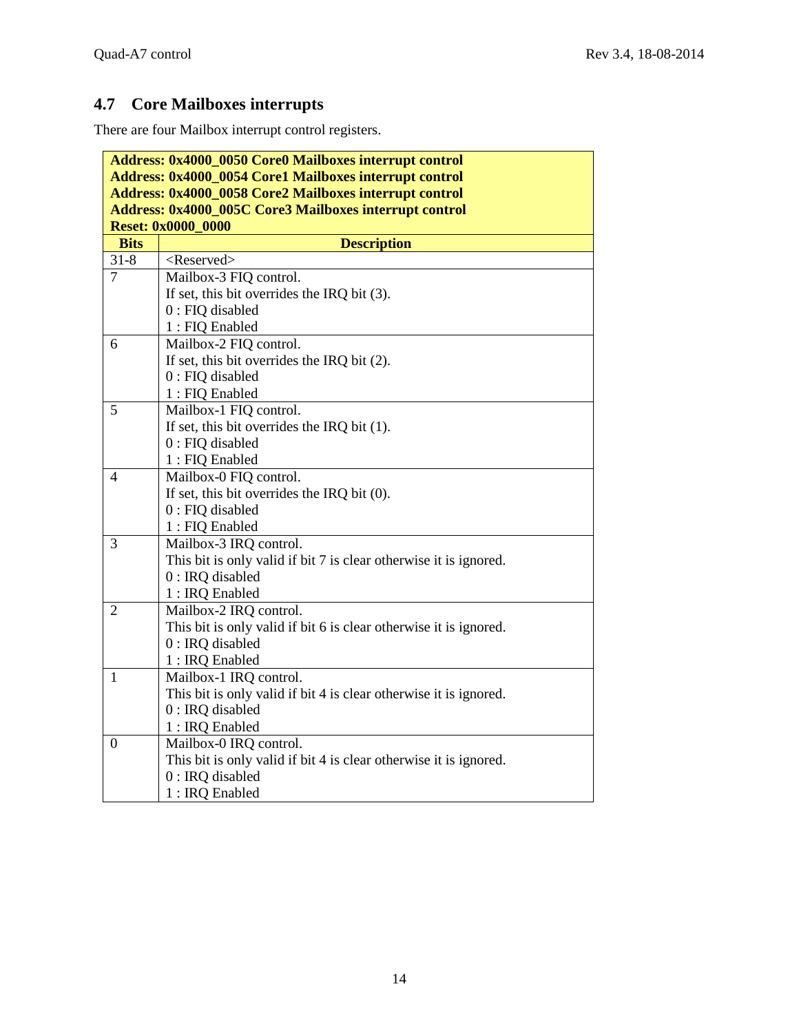## 4.7 Core Mailboxes interrupts

There are four Mailbox interrupt control registers.

| **Address: 0x4000_0050 Core0 Mailboxes interrupt control**<br>**Address: 0x4000_0054 Core1 Mailboxes interrupt control**<br>**Address: 0x4000_0058 Core2 Mailboxes interrupt control**<br>**Address: 0x4000_005C Core3 Mailboxes interrupt control**<br>**Reset: 0x0000_0000** | |
|---|---|
| **Bits** | **Description** |
| 31-8 | <Reserved> |
| 7 | Mailbox-3 FIQ control.<br>If set, this bit overrides the IRQ bit (3).<br>0 : FIQ disabled<br>1 : FIQ Enabled |
| 6 | Mailbox-2 FIQ control.<br>If set, this bit overrides the IRQ bit (2).<br>0 : FIQ disabled<br>1 : FIQ Enabled |
| 5 | Mailbox-1 FIQ control.<br>If set, this bit overrides the IRQ bit (1).<br>0 : FIQ disabled<br>1 : FIQ Enabled |
| 4 | Mailbox-0 FIQ control.<br>If set, this bit overrides the IRQ bit (0).<br>0 : FIQ disabled<br>1 : FIQ Enabled |
| 3 | Mailbox-3 IRQ control.<br>This bit is only valid if bit 7 is clear otherwise it is ignored.<br>0 : IRQ disabled<br>1 : IRQ Enabled |
| 2 | Mailbox-2 IRQ control.<br>This bit is only valid if bit 6 is clear otherwise it is ignored.<br>0 : IRQ disabled<br>1 : IRQ Enabled |
| 1 | Mailbox-1 IRQ control.<br>This bit is only valid if bit 4 is clear otherwise it is ignored.<br>0 : IRQ disabled<br>1 : IRQ Enabled |
| 0 | Mailbox-0 IRQ control.<br>This bit is only valid if bit 4 is clear otherwise it is ignored.<br>0 : IRQ disabled<br>1 : IRQ Enabled |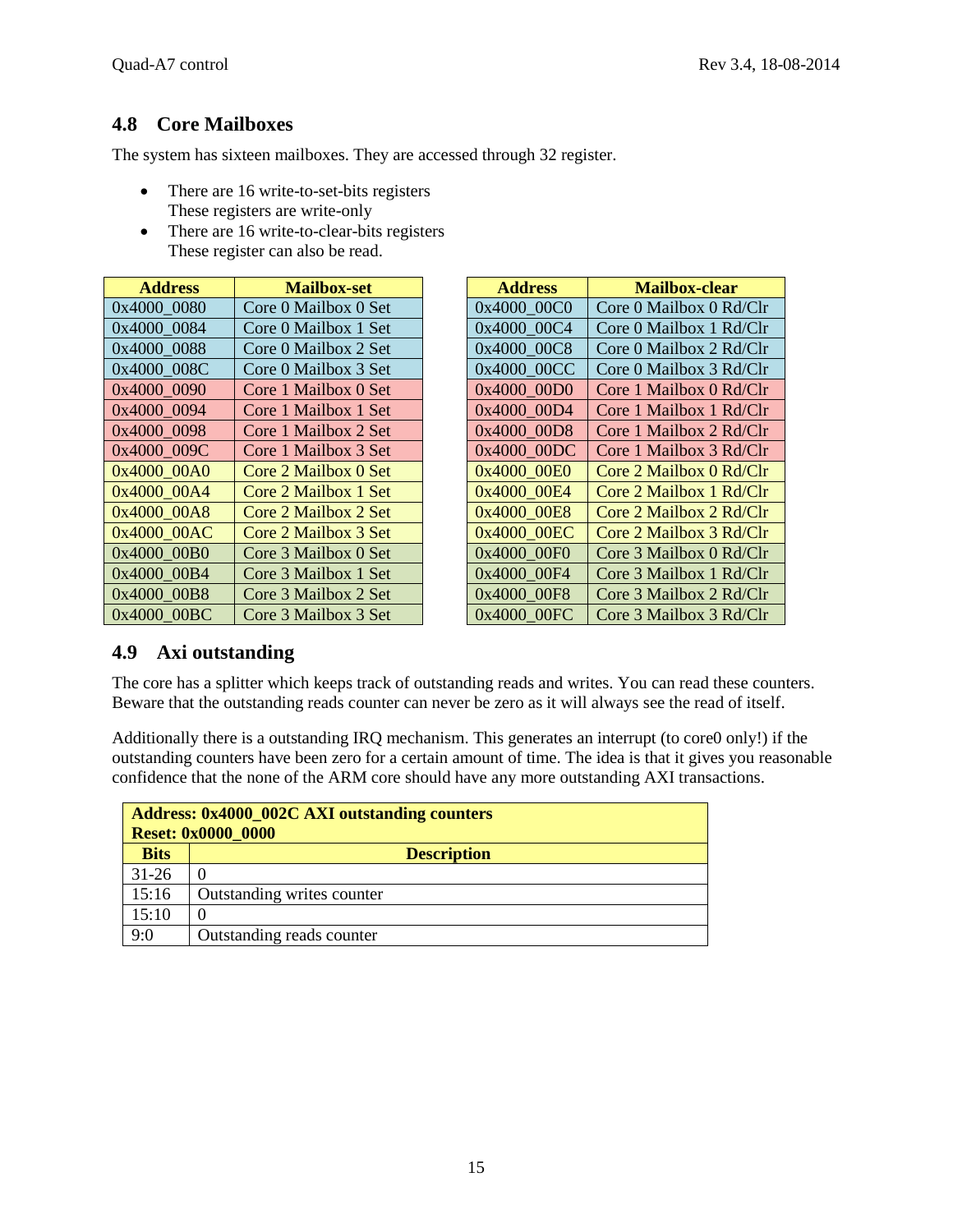## 4.8 Core Mailboxes

The system has sixteen mailboxes. They are accessed through 32 register.

- There are 16 write-to-set-bits registers
  These registers are write-only
- There are 16 write-to-clear-bits registers
  These register can also be read.

| Address | Mailbox-set |
|---|---|
| 0x4000_0080 | Core 0 Mailbox 0 Set |
| 0x4000_0084 | Core 0 Mailbox 1 Set |
| 0x4000_0088 | Core 0 Mailbox 2 Set |
| 0x4000_008C | Core 0 Mailbox 3 Set |
| 0x4000_0090 | Core 1 Mailbox 0 Set |
| 0x4000_0094 | Core 1 Mailbox 1 Set |
| 0x4000_0098 | Core 1 Mailbox 2 Set |
| 0x4000_009C | Core 1 Mailbox 3 Set |
| 0x4000_00A0 | Core 2 Mailbox 0 Set |
| 0x4000_00A4 | Core 2 Mailbox 1 Set |
| 0x4000_00A8 | Core 2 Mailbox 2 Set |
| 0x4000_00AC | Core 2 Mailbox 3 Set |
| 0x4000_00B0 | Core 3 Mailbox 0 Set |
| 0x4000_00B4 | Core 3 Mailbox 1 Set |
| 0x4000_00B8 | Core 3 Mailbox 2 Set |
| 0x4000_00BC | Core 3 Mailbox 3 Set |

| Address | Mailbox-clear |
|---|---|
| 0x4000_00C0 | Core 0 Mailbox 0 Rd/Clr |
| 0x4000_00C4 | Core 0 Mailbox 1 Rd/Clr |
| 0x4000_00C8 | Core 0 Mailbox 2 Rd/Clr |
| 0x4000_00CC | Core 0 Mailbox 3 Rd/Clr |
| 0x4000_00D0 | Core 1 Mailbox 0 Rd/Clr |
| 0x4000_00D4 | Core 1 Mailbox 1 Rd/Clr |
| 0x4000_00D8 | Core 1 Mailbox 2 Rd/Clr |
| 0x4000_00DC | Core 1 Mailbox 3 Rd/Clr |
| 0x4000_00E0 | Core 2 Mailbox 0 Rd/Clr |
| 0x4000_00E4 | Core 2 Mailbox 1 Rd/Clr |
| 0x4000_00E8 | Core 2 Mailbox 2 Rd/Clr |
| 0x4000_00EC | Core 2 Mailbox 3 Rd/Clr |
| 0x4000_00F0 | Core 3 Mailbox 0 Rd/Clr |
| 0x4000_00F4 | Core 3 Mailbox 1 Rd/Clr |
| 0x4000_00F8 | Core 3 Mailbox 2 Rd/Clr |
| 0x4000_00FC | Core 3 Mailbox 3 Rd/Clr |

## 4.9 Axi outstanding

The core has a splitter which keeps track of outstanding reads and writes. You can read these counters. Beware that the outstanding reads counter can never be zero as it will always see the read of itself.

Additionally there is a outstanding IRQ mechanism. This generates an interrupt (to core0 only!) if the outstanding counters have been zero for a certain amount of time. The idea is that it gives you reasonable confidence that the none of the ARM core should have any more outstanding AXI transactions.

| **Address: 0x4000_002C AXI outstanding counters**<br>**Reset: 0x0000_0000** | |
|---|---|
| **Bits** | **Description** |
| 31-26 | 0 |
| 15:16 | Outstanding writes counter |
| 15:10 | 0 |
| 9:0 | Outstanding reads counter |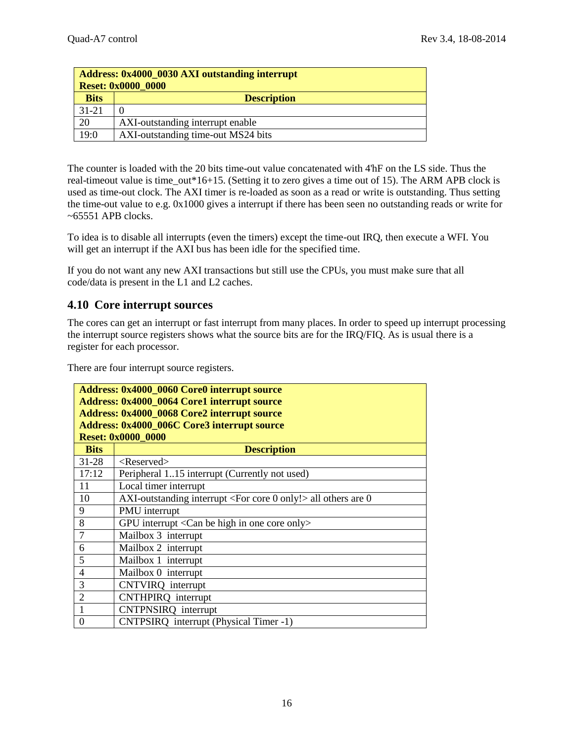| Address: 0x4000_0030 AXI outstanding interrupt<br>Reset: 0x0000_0000 | |
|---|---|
| **Bits** | **Description** |
| 31-21 | 0 |
| 20 | AXI-outstanding interrupt enable |
| 19:0 | AXI-outstanding time-out MS24 bits |

The counter is loaded with the 20 bits time-out value concatenated with 4'hF on the LS side. Thus the real-timeout value is time_out*16+15. (Setting it to zero gives a time out of 15). The ARM APB clock is used as time-out clock. The AXI timer is re-loaded as soon as a read or write is outstanding. Thus setting the time-out value to e.g. 0x1000 gives a interrupt if there has been seen no outstanding reads or write for ~65551 APB clocks.

To idea is to disable all interrupts (even the timers) except the time-out IRQ, then execute a WFI. You will get an interrupt if the AXI bus has been idle for the specified time.

If you do not want any new AXI transactions but still use the CPUs, you must make sure that all code/data is present in the L1 and L2 caches.

## 4.10 Core interrupt sources

The cores can get an interrupt or fast interrupt from many places. In order to speed up interrupt processing the interrupt source registers shows what the source bits are for the IRQ/FIQ. As is usual there is a register for each processor.

There are four interrupt source registers.

| Address: 0x4000_0060 Core0 interrupt source<br>Address: 0x4000_0064 Core1 interrupt source<br>Address: 0x4000_0068 Core2 interrupt source<br>Address: 0x4000_006C Core3 interrupt source<br>Reset: 0x0000_0000 | |
|---|---|
| **Bits** | **Description** |
| 31-28 | <Reserved> |
| 17:12 | Peripheral 1..15 interrupt (Currently not used) |
| 11 | Local timer interrupt |
| 10 | AXI-outstanding interrupt <For core 0 only!> all others are 0 |
| 9 | PMU interrupt |
| 8 | GPU interrupt <Can be high in one core only> |
| 7 | Mailbox 3 interrupt |
| 6 | Mailbox 2 interrupt |
| 5 | Mailbox 1 interrupt |
| 4 | Mailbox 0 interrupt |
| 3 | CNTVIRQ interrupt |
| 2 | CNTHPIRQ interrupt |
| 1 | CNTPNSIRQ interrupt |
| 0 | CNTPSIRQ interrupt (Physical Timer -1) |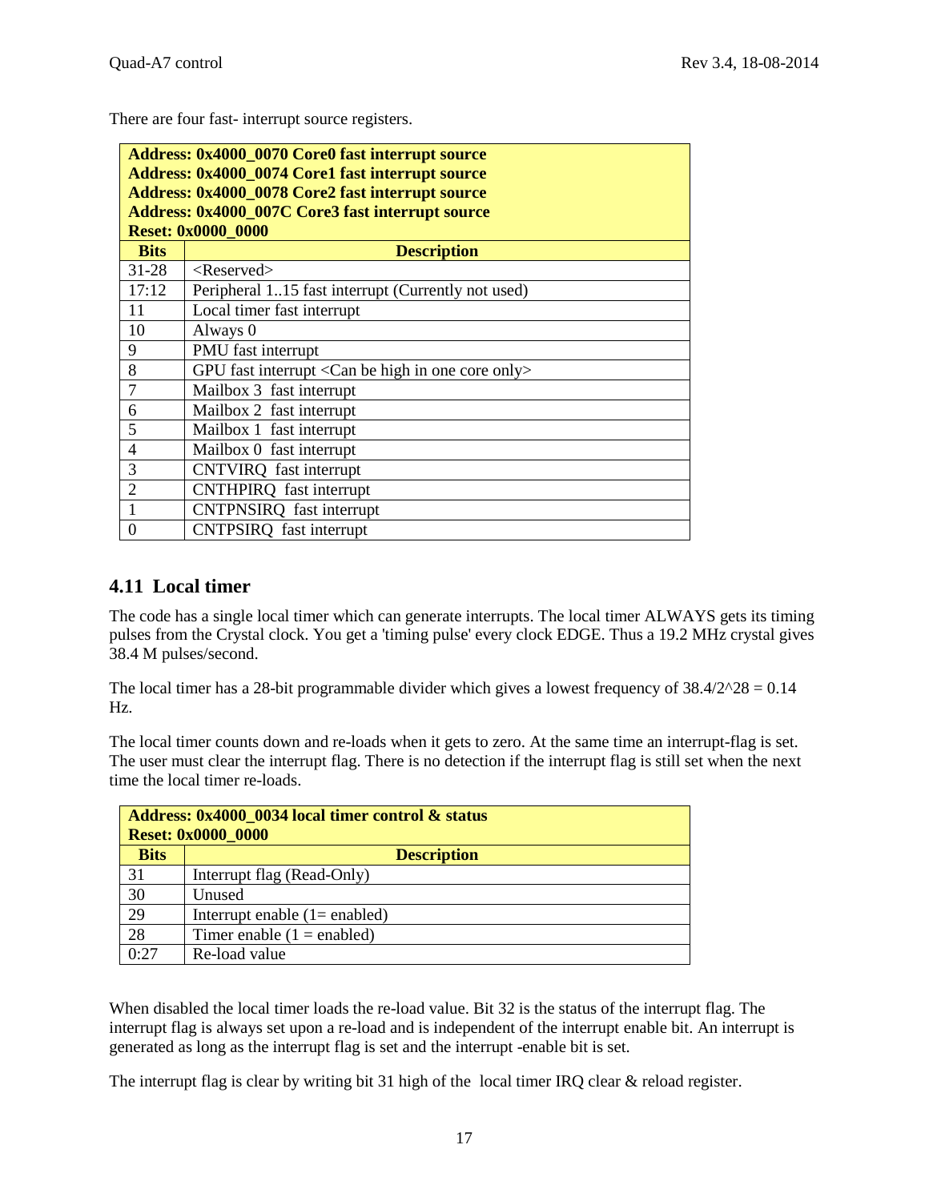There are four fast- interrupt source registers.

| Address: 0x4000_0070 Core0 fast interrupt source<br>Address: 0x4000_0074 Core1 fast interrupt source<br>Address: 0x4000_0078 Core2 fast interrupt source<br>Address: 0x4000_007C Core3 fast interrupt source<br>Reset: 0x0000_0000 | |
|---|---|
| **Bits** | **Description** |
| 31-28 | <Reserved> |
| 17:12 | Peripheral 1..15 fast interrupt (Currently not used) |
| 11 | Local timer fast interrupt |
| 10 | Always 0 |
| 9 | PMU fast interrupt |
| 8 | GPU fast interrupt <Can be high in one core only> |
| 7 | Mailbox 3 fast interrupt |
| 6 | Mailbox 2 fast interrupt |
| 5 | Mailbox 1 fast interrupt |
| 4 | Mailbox 0 fast interrupt |
| 3 | CNTVIRQ fast interrupt |
| 2 | CNTHPIRQ fast interrupt |
| 1 | CNTPNSIRQ fast interrupt |
| 0 | CNTPSIRQ fast interrupt |

## 4.11 Local timer

The code has a single local timer which can generate interrupts. The local timer ALWAYS gets its timing pulses from the Crystal clock. You get a 'timing pulse' every clock EDGE. Thus a 19.2 MHz crystal gives 38.4 M pulses/second.

The local timer has a 28-bit programmable divider which gives a lowest frequency of $38.4/2^{28} = 0.14$ Hz.

The local timer counts down and re-loads when it gets to zero. At the same time an interrupt-flag is set. The user must clear the interrupt flag. There is no detection if the interrupt flag is still set when the next time the local timer re-loads.

| Address: 0x4000_0034 local timer control & status<br>Reset: 0x0000_0000 | |
|---|---|
| **Bits** | **Description** |
| 31 | Interrupt flag (Read-Only) |
| 30 | Unused |
| 29 | Interrupt enable (1= enabled) |
| 28 | Timer enable (1 = enabled) |
| 0:27 | Re-load value |

When disabled the local timer loads the re-load value. Bit 32 is the status of the interrupt flag. The interrupt flag is always set upon a re-load and is independent of the interrupt enable bit. An interrupt is generated as long as the interrupt flag is set and the interrupt -enable bit is set.

The interrupt flag is clear by writing bit 31 high of the local timer IRQ clear & reload register.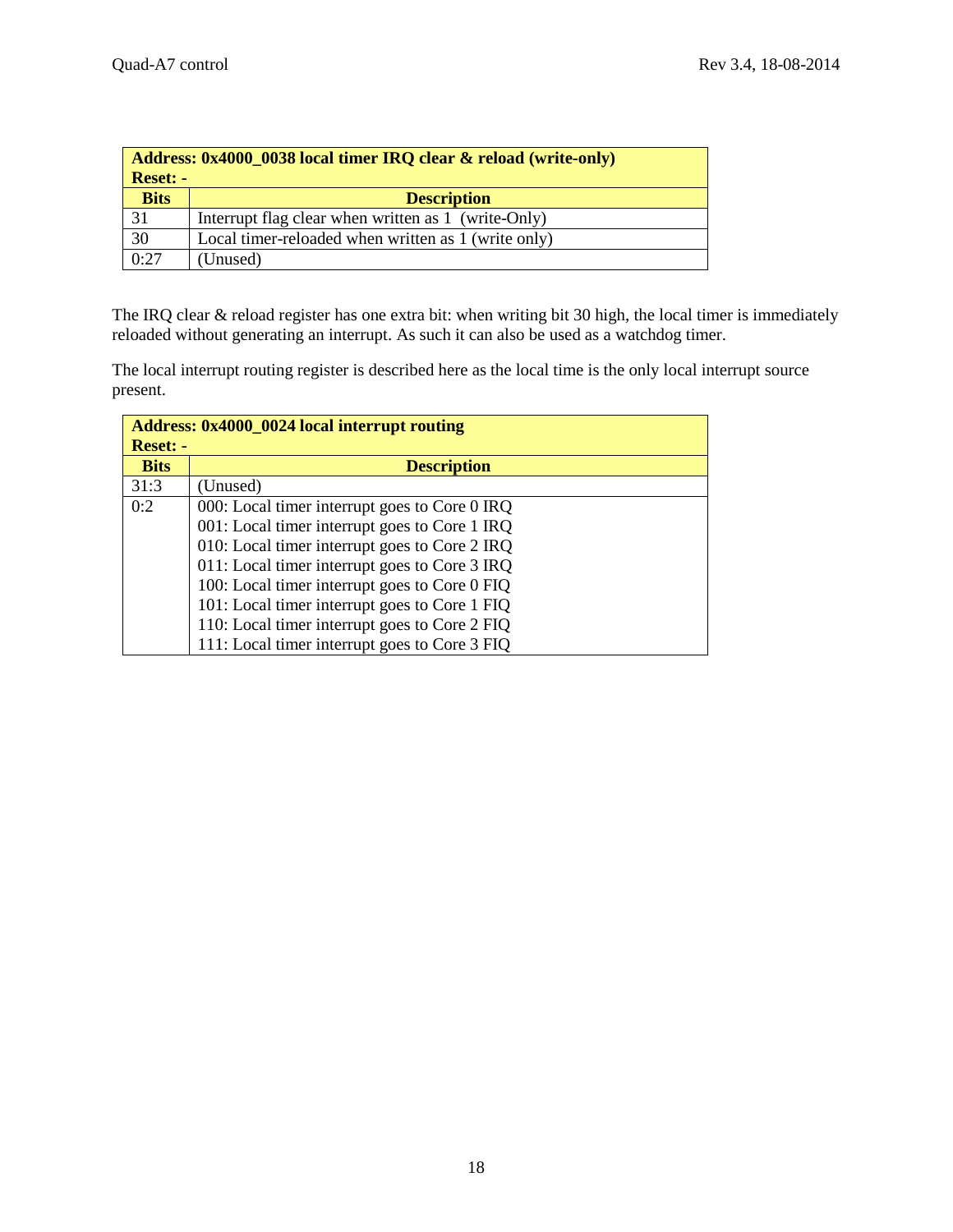| **Address: 0x4000_0038 local timer IRQ clear & reload (write-only)**<br>**Reset: -** | |
|---|---|
| **Bits** | **Description** |
| 31 | Interrupt flag clear when written as 1 (write-Only) |
| 30 | Local timer-reloaded when written as 1 (write only) |
| 0:27 | (Unused) |

The IRQ clear & reload register has one extra bit: when writing bit 30 high, the local timer is immediately reloaded without generating an interrupt. As such it can also be used as a watchdog timer.

The local interrupt routing register is described here as the local time is the only local interrupt source present.

| **Address: 0x4000_0024 local interrupt routing**<br>**Reset: -** | |
|---|---|
| **Bits** | **Description** |
| 31:3 | (Unused) |
| 0:2 | 000: Local timer interrupt goes to Core 0 IRQ<br>001: Local timer interrupt goes to Core 1 IRQ<br>010: Local timer interrupt goes to Core 2 IRQ<br>011: Local timer interrupt goes to Core 3 IRQ<br>100: Local timer interrupt goes to Core 0 FIQ<br>101: Local timer interrupt goes to Core 1 FIQ<br>110: Local timer interrupt goes to Core 2 FIQ<br>111: Local timer interrupt goes to Core 3 FIQ |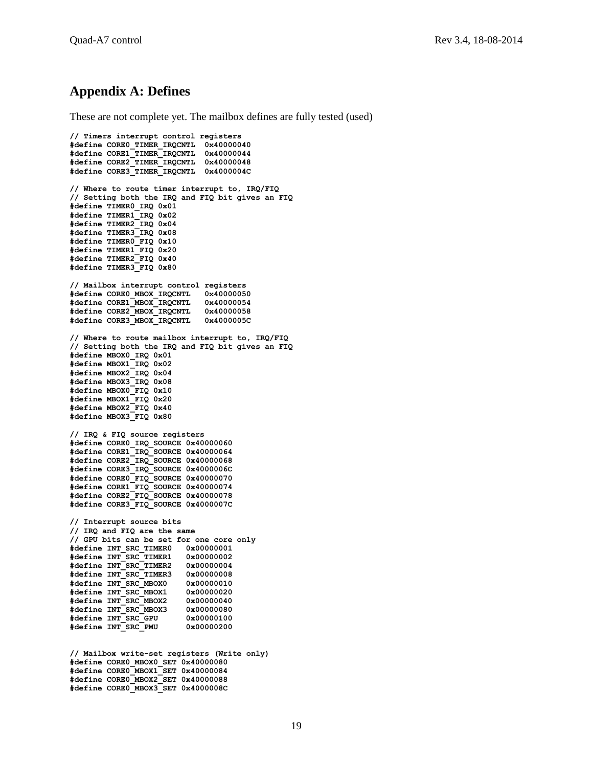## Appendix A: Defines

These are not complete yet. The mailbox defines are fully tested (used)

```
// Timers interrupt control registers
#define CORE0_TIMER_IRQCNTL  0x40000040
#define CORE1_TIMER_IRQCNTL  0x40000044
#define CORE2_TIMER_IRQCNTL  0x40000048
#define CORE3_TIMER_IRQCNTL  0x4000004C

// Where to route timer interrupt to, IRQ/FIQ
// Setting both the IRQ and FIQ bit gives an FIQ
#define TIMER0_IRQ 0x01
#define TIMER1_IRQ 0x02
#define TIMER2_IRQ 0x04
#define TIMER3_IRQ 0x08
#define TIMER0_FIQ 0x10
#define TIMER1_FIQ 0x20
#define TIMER2_FIQ 0x40
#define TIMER3_FIQ 0x80

// Mailbox interrupt control registers
#define CORE0_MBOX_IRQCNTL   0x40000050
#define CORE1_MBOX_IRQCNTL   0x40000054
#define CORE2_MBOX_IRQCNTL   0x40000058
#define CORE3_MBOX_IRQCNTL   0x4000005C

// Where to route mailbox interrupt to, IRQ/FIQ
// Setting both the IRQ and FIQ bit gives an FIQ
#define MBOX0_IRQ 0x01
#define MBOX1_IRQ 0x02
#define MBOX2_IRQ 0x04
#define MBOX3_IRQ 0x08
#define MBOX0_FIQ 0x10
#define MBOX1_FIQ 0x20
#define MBOX2_FIQ 0x40
#define MBOX3_FIQ 0x80

// IRQ & FIQ source registers
#define CORE0_IRQ_SOURCE 0x40000060
#define CORE1_IRQ_SOURCE 0x40000064
#define CORE2_IRQ_SOURCE 0x40000068
#define CORE3_IRQ_SOURCE 0x4000006C
#define CORE0_FIQ_SOURCE 0x40000070
#define CORE1_FIQ_SOURCE 0x40000074
#define CORE2_FIQ_SOURCE 0x40000078
#define CORE3_FIQ_SOURCE 0x4000007C

// Interrupt source bits
// IRQ and FIQ are the same
// GPU bits can be set for one core only
#define INT_SRC_TIMER0   0x00000001
#define INT_SRC_TIMER1   0x00000002
#define INT_SRC_TIMER2   0x00000004
#define INT_SRC_TIMER3   0x00000008
#define INT_SRC_MBOX0    0x00000010
#define INT_SRC_MBOX1    0x00000020
#define INT_SRC_MBOX2    0x00000040
#define INT_SRC_MBOX3    0x00000080
#define INT_SRC_GPU      0x00000100
#define INT_SRC_PMU      0x00000200


// Mailbox write-set registers (Write only)
#define CORE0_MBOX0_SET 0x40000080
#define CORE0_MBOX1_SET 0x40000084
#define CORE0_MBOX2_SET 0x40000088
#define CORE0_MBOX3_SET 0x4000008C
```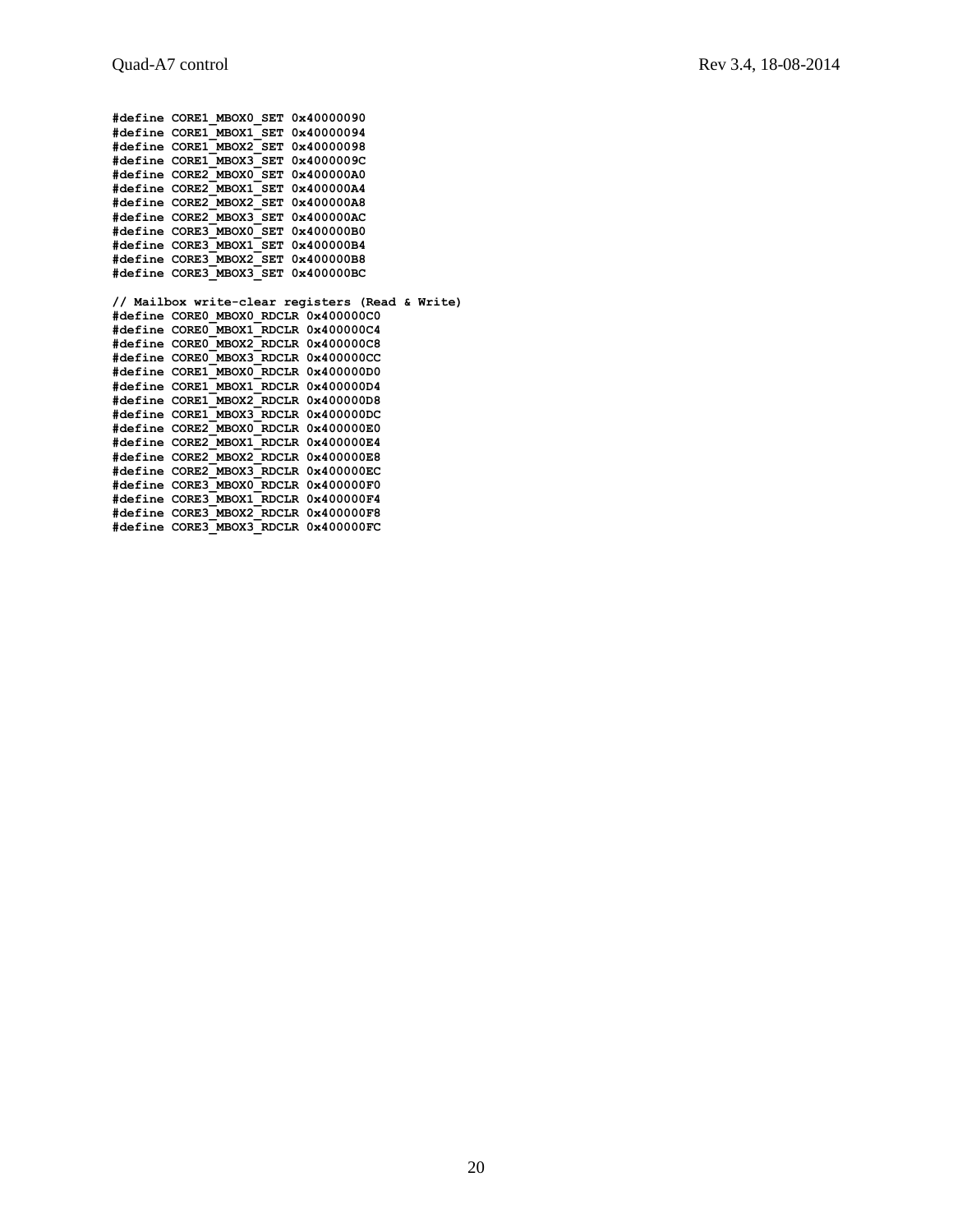```
#define CORE1_MBOX0_SET 0x40000090
#define CORE1_MBOX1_SET 0x40000094
#define CORE1_MBOX2_SET 0x40000098
#define CORE1_MBOX3_SET 0x4000009C
#define CORE2_MBOX0_SET 0x400000A0
#define CORE2_MBOX1_SET 0x400000A4
#define CORE2_MBOX2_SET 0x400000A8
#define CORE2_MBOX3_SET 0x400000AC
#define CORE3_MBOX0_SET 0x400000B0
#define CORE3_MBOX1_SET 0x400000B4
#define CORE3_MBOX2_SET 0x400000B8
#define CORE3_MBOX3_SET 0x400000BC

// Mailbox write-clear registers (Read & Write)
#define CORE0_MBOX0_RDCLR 0x400000C0
#define CORE0_MBOX1_RDCLR 0x400000C4
#define CORE0_MBOX2_RDCLR 0x400000C8
#define CORE0_MBOX3_RDCLR 0x400000CC
#define CORE1_MBOX0_RDCLR 0x400000D0
#define CORE1_MBOX1_RDCLR 0x400000D4
#define CORE1_MBOX2_RDCLR 0x400000D8
#define CORE1_MBOX3_RDCLR 0x400000DC
#define CORE2_MBOX0_RDCLR 0x400000E0
#define CORE2_MBOX1_RDCLR 0x400000E4
#define CORE2_MBOX2_RDCLR 0x400000E8
#define CORE2_MBOX3_RDCLR 0x400000EC
#define CORE3_MBOX0_RDCLR 0x400000F0
#define CORE3_MBOX1_RDCLR 0x400000F4
#define CORE3_MBOX2_RDCLR 0x400000F8
#define CORE3_MBOX3_RDCLR 0x400000FC
```